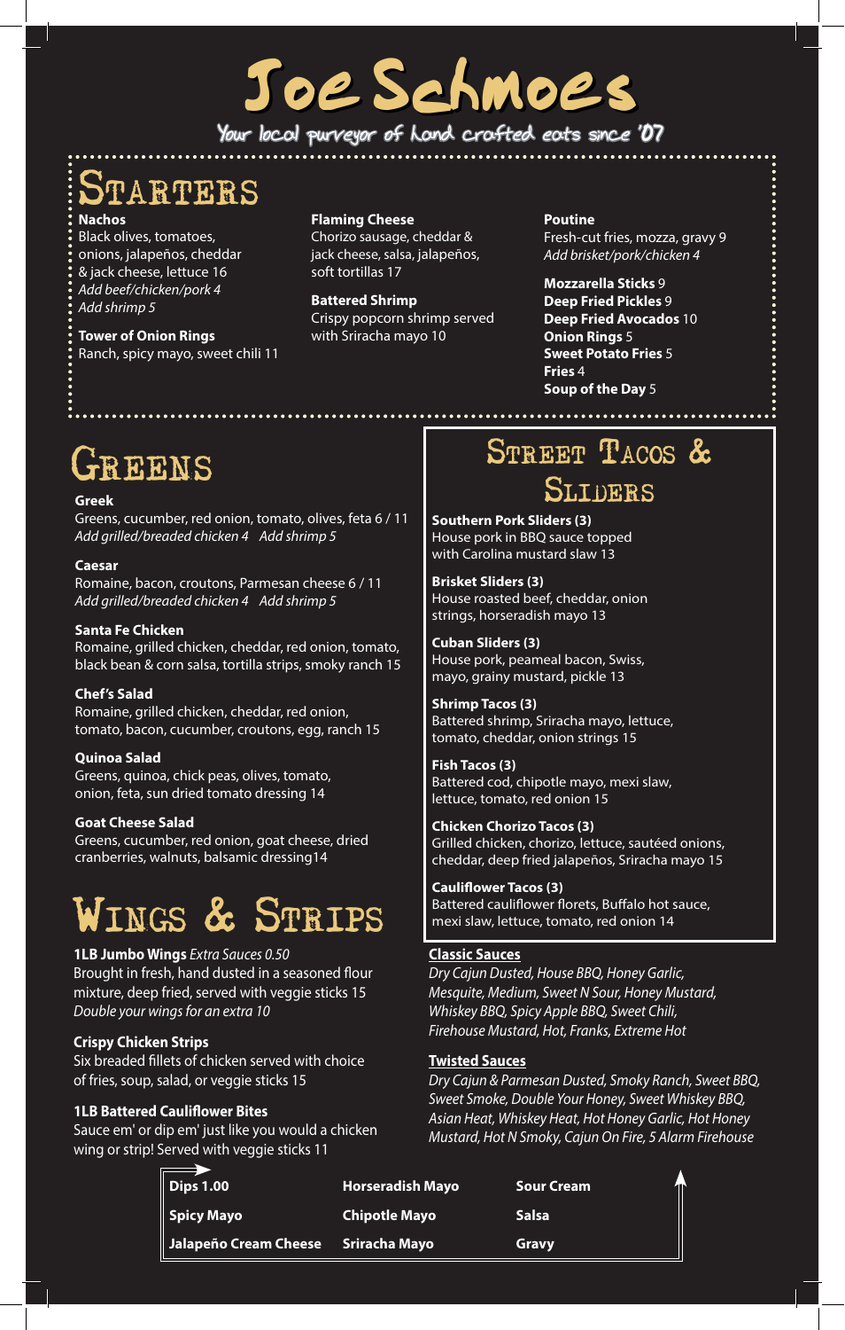# Joe Schmoes

Your local purveyor of hand crafted eats since '07

## Starters

**Nachos**
Black olives, tomatoes, onions, jalapeños, cheddar & jack cheese, lettuce 16
*Add beef/chicken/pork 4*
*Add shrimp 5*

**Tower of Onion Rings**
Ranch, spicy mayo, sweet chili 11

**Flaming Cheese**
Chorizo sausage, cheddar & jack cheese, salsa, jalapeños, soft tortillas 17

**Battered Shrimp**
Crispy popcorn shrimp served with Sriracha mayo 10

**Poutine**
Fresh-cut fries, mozza, gravy 9
*Add brisket/pork/chicken 4*

**Mozzarella Sticks** 9
**Deep Fried Pickles** 9
**Deep Fried Avocados** 10
**Onion Rings** 5
**Sweet Potato Fries** 5
**Fries** 4
**Soup of the Day** 5

## Greens

**Greek**
Greens, cucumber, red onion, tomato, olives, feta 6 / 11
*Add grilled/breaded chicken 4   Add shrimp 5*

**Caesar**
Romaine, bacon, croutons, Parmesan cheese 6 / 11
*Add grilled/breaded chicken 4   Add shrimp 5*

**Santa Fe Chicken**
Romaine, grilled chicken, cheddar, red onion, tomato, black bean & corn salsa, tortilla strips, smoky ranch 15

**Chef's Salad**
Romaine, grilled chicken, cheddar, red onion, tomato, bacon, cucumber, croutons, egg, ranch 15

**Quinoa Salad**
Greens, quinoa, chick peas, olives, tomato, onion, feta, sun dried tomato dressing 14

**Goat Cheese Salad**
Greens, cucumber, red onion, goat cheese, dried cranberries, walnuts, balsamic dressing14

## Wings & Strips

**1LB Jumbo Wings** *Extra Sauces 0.50*
Brought in fresh, hand dusted in a seasoned flour mixture, deep fried, served with veggie sticks 15
*Double your wings for an extra 10*

**Crispy Chicken Strips**
Six breaded fillets of chicken served with choice of fries, soup, salad, or veggie sticks 15

**1LB Battered Cauliflower Bites**
Sauce em' or dip em' just like you would a chicken wing or strip! Served with veggie sticks 11

## Street Tacos & Sliders

**Southern Pork Sliders (3)**
House pork in BBQ sauce topped with Carolina mustard slaw 13

**Brisket Sliders (3)**
House roasted beef, cheddar, onion strings, horseradish mayo 13

**Cuban Sliders (3)**
House pork, peameal bacon, Swiss, mayo, grainy mustard, pickle 13

**Shrimp Tacos (3)**
Battered shrimp, Sriracha mayo, lettuce, tomato, cheddar, onion strings 15

**Fish Tacos (3)**
Battered cod, chipotle mayo, mexi slaw, lettuce, tomato, red onion 15

**Chicken Chorizo Tacos (3)**
Grilled chicken, chorizo, lettuce, sautéed onions, cheddar, deep fried jalapeños, Sriracha mayo 15

**Cauliflower Tacos (3)**
Battered cauliflower florets, Buffalo hot sauce, mexi slaw, lettuce, tomato, red onion 14

**Classic Sauces**
*Dry Cajun Dusted, House BBQ, Honey Garlic, Mesquite, Medium, Sweet N Sour, Honey Mustard, Whiskey BBQ, Spicy Apple BBQ, Sweet Chili, Firehouse Mustard, Hot, Franks, Extreme Hot*

**Twisted Sauces**
*Dry Cajun & Parmesan Dusted, Smoky Ranch, Sweet BBQ, Sweet Smoke, Double Your Honey, Sweet Whiskey BBQ, Asian Heat, Whiskey Heat, Hot Honey Garlic, Hot Honey Mustard, Hot N Smoky, Cajun On Fire, 5 Alarm Firehouse*

| **Dips 1.00** | **Horseradish Mayo** | **Sour Cream** |
|---|---|---|
| **Spicy Mayo** | **Chipotle Mayo** | **Salsa** |
| **Jalapeño Cream Cheese** | **Sriracha Mayo** | **Gravy** |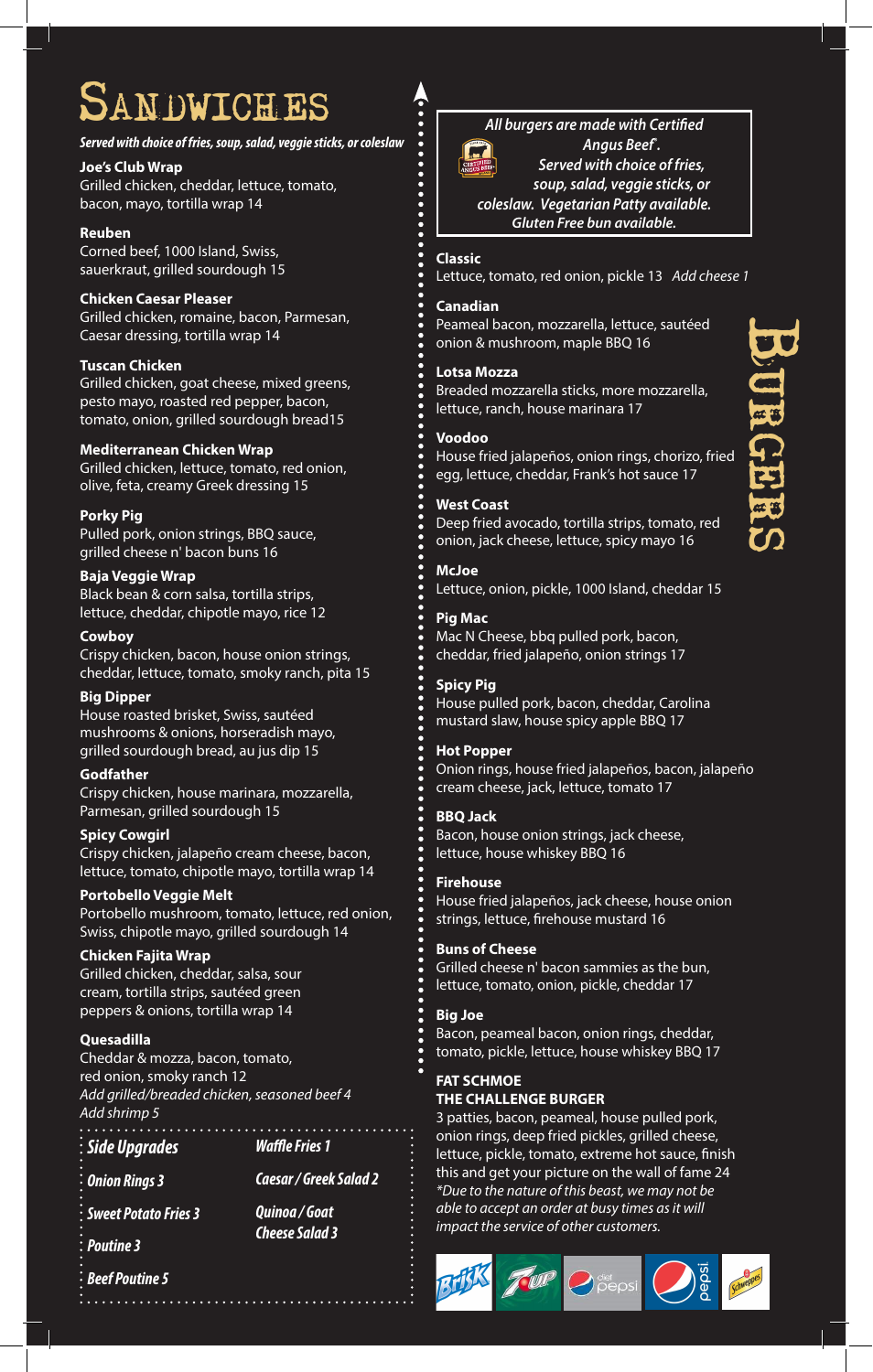# Sandwiches

***Served with choice of fries, soup, salad, veggie sticks, or coleslaw***

**Joe's Club Wrap**
Grilled chicken, cheddar, lettuce, tomato, bacon, mayo, tortilla wrap 14

**Reuben**
Corned beef, 1000 Island, Swiss, sauerkraut, grilled sourdough 15

**Chicken Caesar Pleaser**
Grilled chicken, romaine, bacon, Parmesan, Caesar dressing, tortilla wrap 14

**Tuscan Chicken**
Grilled chicken, goat cheese, mixed greens, pesto mayo, roasted red pepper, bacon, tomato, onion, grilled sourdough bread15

**Mediterranean Chicken Wrap**
Grilled chicken, lettuce, tomato, red onion, olive, feta, creamy Greek dressing 15

**Porky Pig**
Pulled pork, onion strings, BBQ sauce, grilled cheese n' bacon buns 16

**Baja Veggie Wrap**
Black bean & corn salsa, tortilla strips, lettuce, cheddar, chipotle mayo, rice 12

**Cowboy**
Crispy chicken, bacon, house onion strings, cheddar, lettuce, tomato, smoky ranch, pita 15

**Big Dipper**
House roasted brisket, Swiss, sautéed mushrooms & onions, horseradish mayo, grilled sourdough bread, au jus dip 15

**Godfather**
Crispy chicken, house marinara, mozzarella, Parmesan, grilled sourdough 15

**Spicy Cowgirl**
Crispy chicken, jalapeño cream cheese, bacon, lettuce, tomato, chipotle mayo, tortilla wrap 14

**Portobello Veggie Melt**
Portobello mushroom, tomato, lettuce, red onion, Swiss, chipotle mayo, grilled sourdough 14

**Chicken Fajita Wrap**
Grilled chicken, cheddar, salsa, sour cream, tortilla strips, sautéed green peppers & onions, tortilla wrap 14

**Quesadilla**
Cheddar & mozza, bacon, tomato, red onion, smoky ranch 12
*Add grilled/breaded chicken, seasoned beef 4*
*Add shrimp 5*

## Side Upgrades

- Onion Rings 3
- Sweet Potato Fries 3
- Poutine 3
- Beef Poutine 5
- Waffle Fries 1
- Caesar / Greek Salad 2
- Quinoa / Goat Cheese Salad 3

# Burgers

***All burgers are made with Certified Angus Beef®. Served with choice of fries, soup, salad, veggie sticks, or coleslaw. Vegetarian Patty available. Gluten Free bun available.***

**Classic**
Lettuce, tomato, red onion, pickle 13 *Add cheese 1*

**Canadian**
Peameal bacon, mozzarella, lettuce, sautéed onion & mushroom, maple BBQ 16

**Lotsa Mozza**
Breaded mozzarella sticks, more mozzarella, lettuce, ranch, house marinara 17

**Voodoo**
House fried jalapeños, onion rings, chorizo, fried egg, lettuce, cheddar, Frank's hot sauce 17

**West Coast**
Deep fried avocado, tortilla strips, tomato, red onion, jack cheese, lettuce, spicy mayo 16

**McJoe**
Lettuce, onion, pickle, 1000 Island, cheddar 15

**Pig Mac**
Mac N Cheese, bbq pulled pork, bacon, cheddar, fried jalapeño, onion strings 17

**Spicy Pig**
House pulled pork, bacon, cheddar, Carolina mustard slaw, house spicy apple BBQ 17

**Hot Popper**
Onion rings, house fried jalapeños, bacon, jalapeño cream cheese, jack, lettuce, tomato 17

**BBQ Jack**
Bacon, house onion strings, jack cheese, lettuce, house whiskey BBQ 16

**Firehouse**
House fried jalapeños, jack cheese, house onion strings, lettuce, firehouse mustard 16

**Buns of Cheese**
Grilled cheese n' bacon sammies as the bun, lettuce, tomato, onion, pickle, cheddar 17

**Big Joe**
Bacon, peameal bacon, onion rings, cheddar, tomato, pickle, lettuce, house whiskey BBQ 17

**FAT SCHMOE**
**THE CHALLENGE BURGER**
3 patties, bacon, peameal, house pulled pork, onion rings, deep fried pickles, grilled cheese, lettuce, pickle, tomato, extreme hot sauce, finish this and get your picture on the wall of fame 24
*\*Due to the nature of this beast, we may not be able to accept an order at busy times as it will impact the service of other customers.*